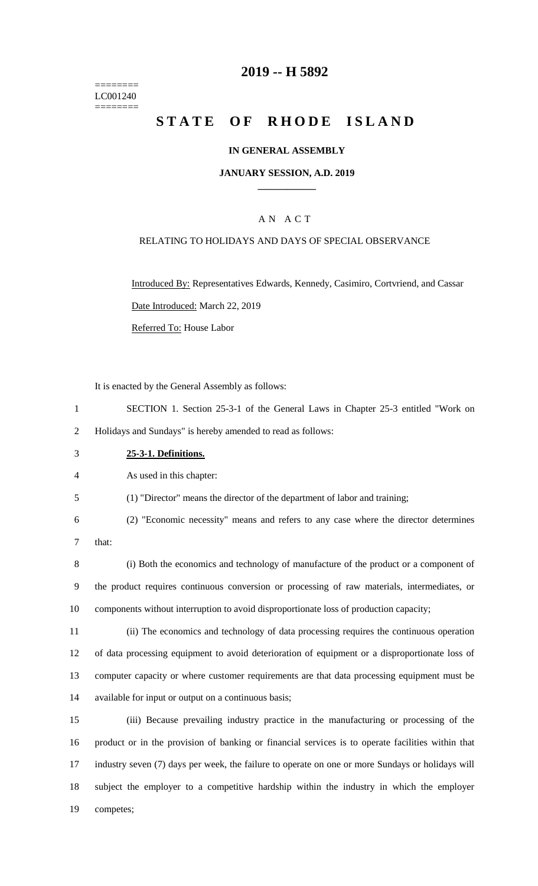======== LC001240 ========

# 2019 -- H 5892

# STATE OF RHODE ISLAND

## IN GENERAL ASSEMBLY

### JANUARY SESSION, A.D. 2019

### A N A C T

### RELATING TO HOLIDAYS AND DAYS OF SPECIAL OBSERVANCE

Introduced By: Representatives Edwards, Kennedy, Casimiro, Cortvriend, and Cassar

Date Introduced: March 22, 2019

Referred To: House Labor

It is enacted by the General Assembly as follows:

1 SECTION 1. Section 25-3-1 of the General Laws in Chapter 25-3 entitled "Work on
2 Holidays and Sundays" is hereby amended to read as follows:

3 **25-3-1. Definitions.**

4 As used in this chapter:

5 (1) "Director" means the director of the department of labor and training;

6 (2) "Economic necessity" means and refers to any case where the director determines
7 that:

8 (i) Both the economics and technology of manufacture of the product or a component of
9 the product requires continuous conversion or processing of raw materials, intermediates, or
10 components without interruption to avoid disproportionate loss of production capacity;

11 (ii) The economics and technology of data processing requires the continuous operation
12 of data processing equipment to avoid deterioration of equipment or a disproportionate loss of
13 computer capacity or where customer requirements are that data processing equipment must be
14 available for input or output on a continuous basis;

15 (iii) Because prevailing industry practice in the manufacturing or processing of the
16 product or in the provision of banking or financial services is to operate facilities within that
17 industry seven (7) days per week, the failure to operate on one or more Sundays or holidays will
18 subject the employer to a competitive hardship within the industry in which the employer
19 competes;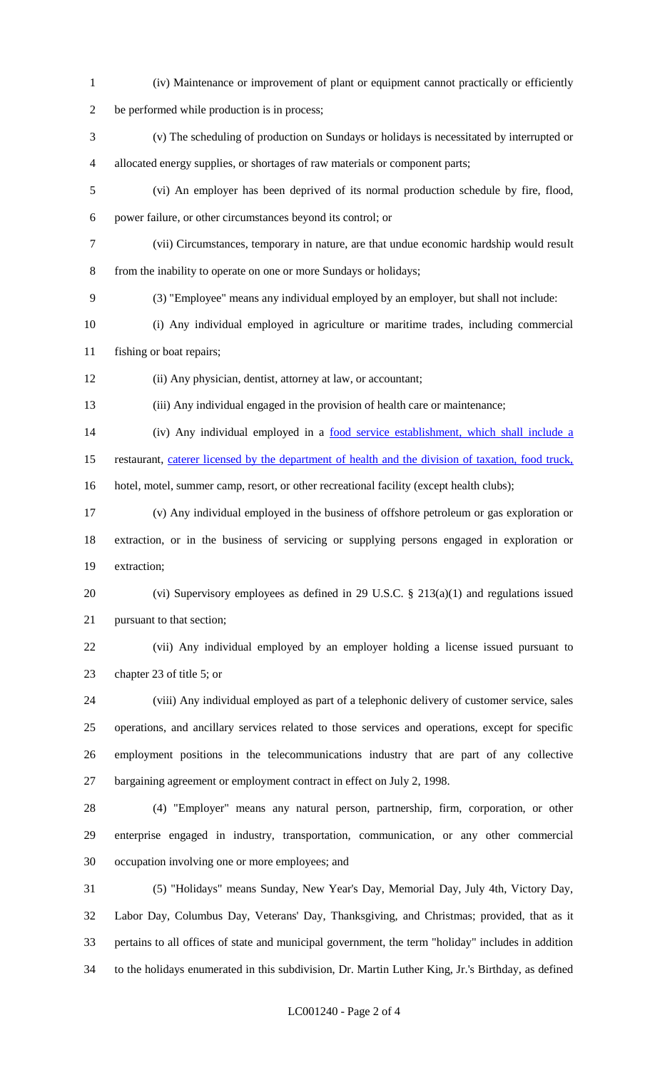(iv) Maintenance or improvement of plant or equipment cannot practically or efficiently be performed while production is in process;

(v) The scheduling of production on Sundays or holidays is necessitated by interrupted or allocated energy supplies, or shortages of raw materials or component parts;

(vi) An employer has been deprived of its normal production schedule by fire, flood, power failure, or other circumstances beyond its control; or

(vii) Circumstances, temporary in nature, are that undue economic hardship would result from the inability to operate on one or more Sundays or holidays;

(3) "Employee" means any individual employed by an employer, but shall not include:

(i) Any individual employed in agriculture or maritime trades, including commercial fishing or boat repairs;

(ii) Any physician, dentist, attorney at law, or accountant;

(iii) Any individual engaged in the provision of health care or maintenance;

(iv) Any individual employed in a food service establishment, which shall include a restaurant, caterer licensed by the department of health and the division of taxation, food truck, hotel, motel, summer camp, resort, or other recreational facility (except health clubs);

(v) Any individual employed in the business of offshore petroleum or gas exploration or extraction, or in the business of servicing or supplying persons engaged in exploration or extraction;

(vi) Supervisory employees as defined in 29 U.S.C. § 213(a)(1) and regulations issued pursuant to that section;

(vii) Any individual employed by an employer holding a license issued pursuant to chapter 23 of title 5; or

(viii) Any individual employed as part of a telephonic delivery of customer service, sales operations, and ancillary services related to those services and operations, except for specific employment positions in the telecommunications industry that are part of any collective bargaining agreement or employment contract in effect on July 2, 1998.

(4) "Employer" means any natural person, partnership, firm, corporation, or other enterprise engaged in industry, transportation, communication, or any other commercial occupation involving one or more employees; and

(5) "Holidays" means Sunday, New Year's Day, Memorial Day, July 4th, Victory Day, Labor Day, Columbus Day, Veterans' Day, Thanksgiving, and Christmas; provided, that as it pertains to all offices of state and municipal government, the term "holiday" includes in addition to the holidays enumerated in this subdivision, Dr. Martin Luther King, Jr.'s Birthday, as defined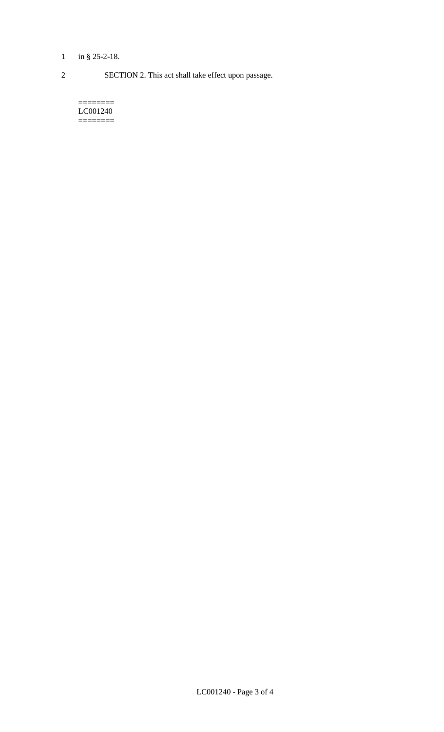in § 25-2-18.

SECTION 2. This act shall take effect upon passage.

========
LC001240
========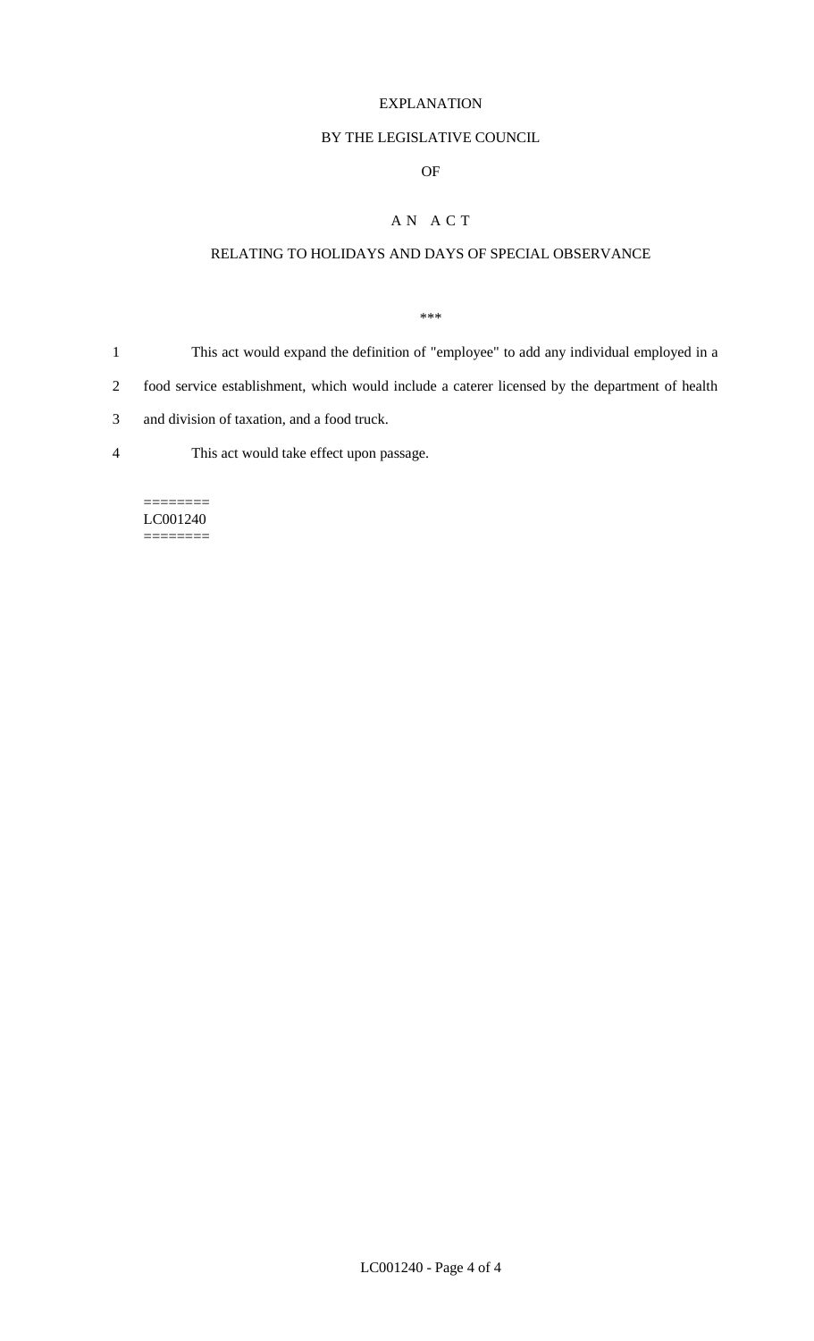# EXPLANATION

## BY THE LEGISLATIVE COUNCIL

## OF

## A N A C T

## RELATING TO HOLIDAYS AND DAYS OF SPECIAL OBSERVANCE

\*\*\*

1 This act would expand the definition of "employee" to add any individual employed in a
2 food service establishment, which would include a caterer licensed by the department of health
3 and division of taxation, and a food truck.
4 This act would take effect upon passage.

========
LC001240
========